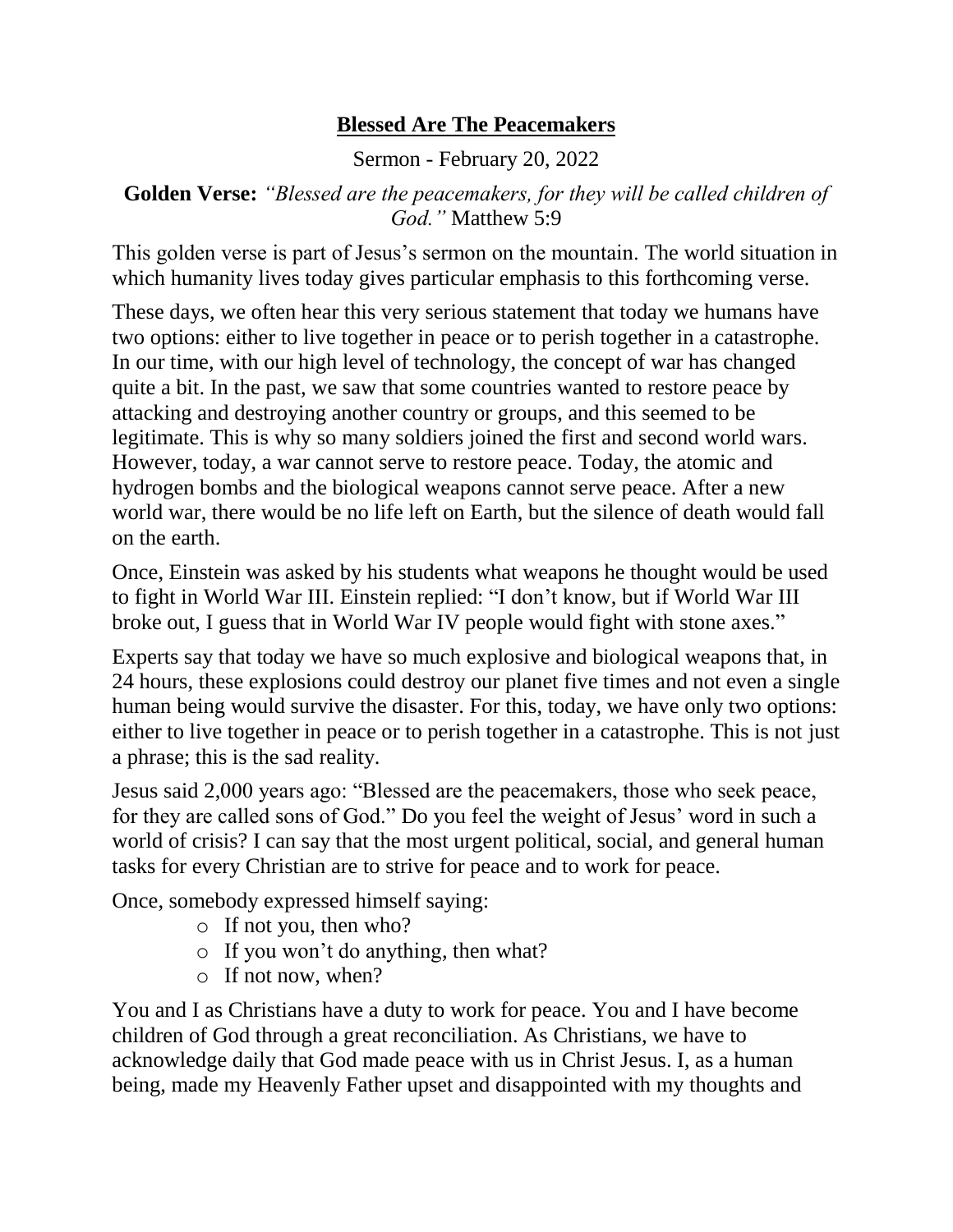# Blessed Are The Peacemakers

Sermon - February 20, 2022

**Golden Verse:** *"Blessed are the peacemakers, for they will be called children of God."* Matthew 5:9

This golden verse is part of Jesus's sermon on the mountain. The world situation in which humanity lives today gives particular emphasis to this forthcoming verse.

These days, we often hear this very serious statement that today we humans have two options: either to live together in peace or to perish together in a catastrophe. In our time, with our high level of technology, the concept of war has changed quite a bit. In the past, we saw that some countries wanted to restore peace by attacking and destroying another country or groups, and this seemed to be legitimate. This is why so many soldiers joined the first and second world wars. However, today, a war cannot serve to restore peace. Today, the atomic and hydrogen bombs and the biological weapons cannot serve peace. After a new world war, there would be no life left on Earth, but the silence of death would fall on the earth.

Once, Einstein was asked by his students what weapons he thought would be used to fight in World War III. Einstein replied: "I don't know, but if World War III broke out, I guess that in World War IV people would fight with stone axes."

Experts say that today we have so much explosive and biological weapons that, in 24 hours, these explosions could destroy our planet five times and not even a single human being would survive the disaster. For this, today, we have only two options: either to live together in peace or to perish together in a catastrophe. This is not just a phrase; this is the sad reality.

Jesus said 2,000 years ago: "Blessed are the peacemakers, those who seek peace, for they are called sons of God." Do you feel the weight of Jesus' word in such a world of crisis? I can say that the most urgent political, social, and general human tasks for every Christian are to strive for peace and to work for peace.

Once, somebody expressed himself saying:

- If not you, then who?
- If you won't do anything, then what?
- If not now, when?

You and I as Christians have a duty to work for peace. You and I have become children of God through a great reconciliation. As Christians, we have to acknowledge daily that God made peace with us in Christ Jesus. I, as a human being, made my Heavenly Father upset and disappointed with my thoughts and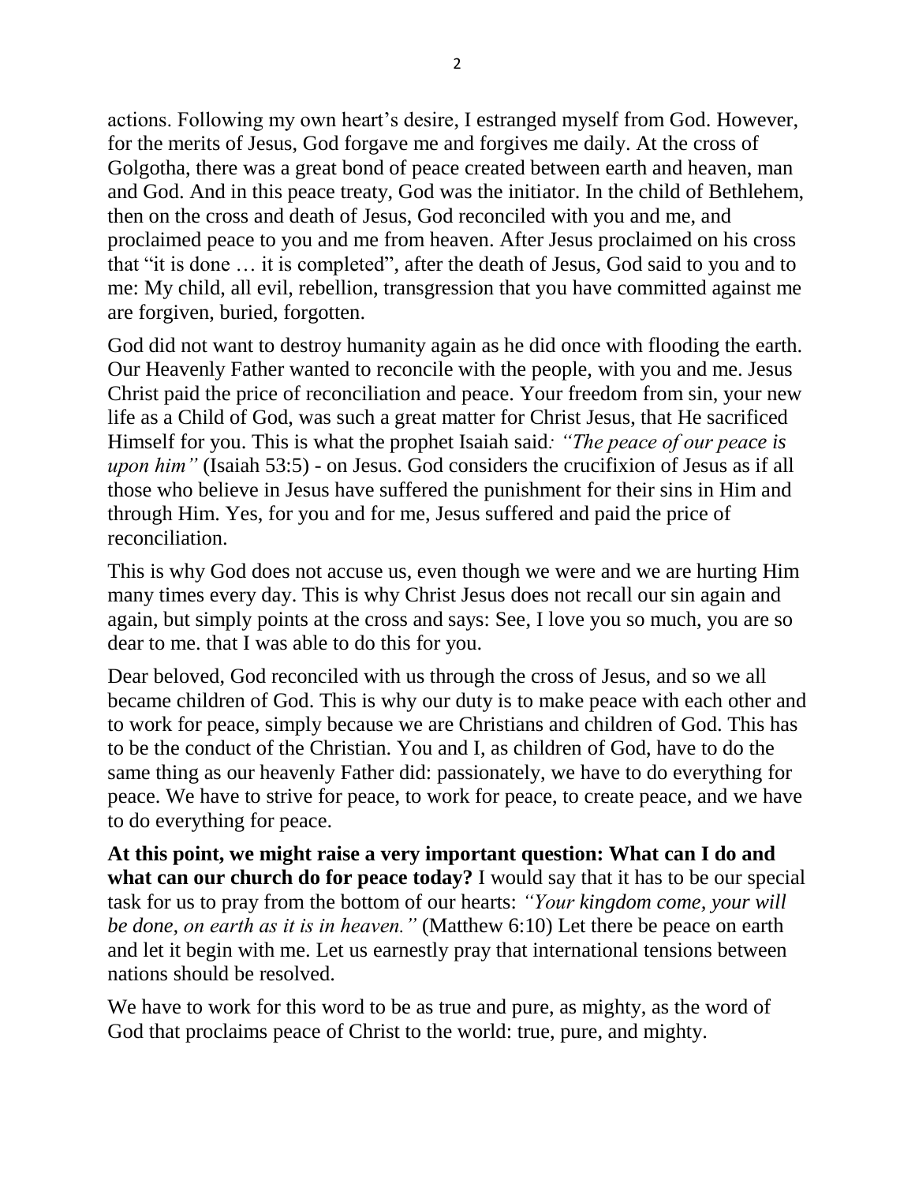actions. Following my own heart's desire, I estranged myself from God. However, for the merits of Jesus, God forgave me and forgives me daily. At the cross of Golgotha, there was a great bond of peace created between earth and heaven, man and God. And in this peace treaty, God was the initiator. In the child of Bethlehem, then on the cross and death of Jesus, God reconciled with you and me, and proclaimed peace to you and me from heaven. After Jesus proclaimed on his cross that "it is done … it is completed", after the death of Jesus, God said to you and to me: My child, all evil, rebellion, transgression that you have committed against me are forgiven, buried, forgotten.

God did not want to destroy humanity again as he did once with flooding the earth. Our Heavenly Father wanted to reconcile with the people, with you and me. Jesus Christ paid the price of reconciliation and peace. Your freedom from sin, your new life as a Child of God, was such a great matter for Christ Jesus, that He sacrificed Himself for you. This is what the prophet Isaiah said*: "The peace of our peace is upon him"* (Isaiah 53:5) - on Jesus. God considers the crucifixion of Jesus as if all those who believe in Jesus have suffered the punishment for their sins in Him and through Him. Yes, for you and for me, Jesus suffered and paid the price of reconciliation.

This is why God does not accuse us, even though we were and we are hurting Him many times every day. This is why Christ Jesus does not recall our sin again and again, but simply points at the cross and says: See, I love you so much, you are so dear to me. that I was able to do this for you.

Dear beloved, God reconciled with us through the cross of Jesus, and so we all became children of God. This is why our duty is to make peace with each other and to work for peace, simply because we are Christians and children of God. This has to be the conduct of the Christian. You and I, as children of God, have to do the same thing as our heavenly Father did: passionately, we have to do everything for peace. We have to strive for peace, to work for peace, to create peace, and we have to do everything for peace.

**At this point, we might raise a very important question: What can I do and what can our church do for peace today?** I would say that it has to be our special task for us to pray from the bottom of our hearts: *"Your kingdom come, your will be done, on earth as it is in heaven."* (Matthew 6:10) Let there be peace on earth and let it begin with me. Let us earnestly pray that international tensions between nations should be resolved.

We have to work for this word to be as true and pure, as mighty, as the word of God that proclaims peace of Christ to the world: true, pure, and mighty.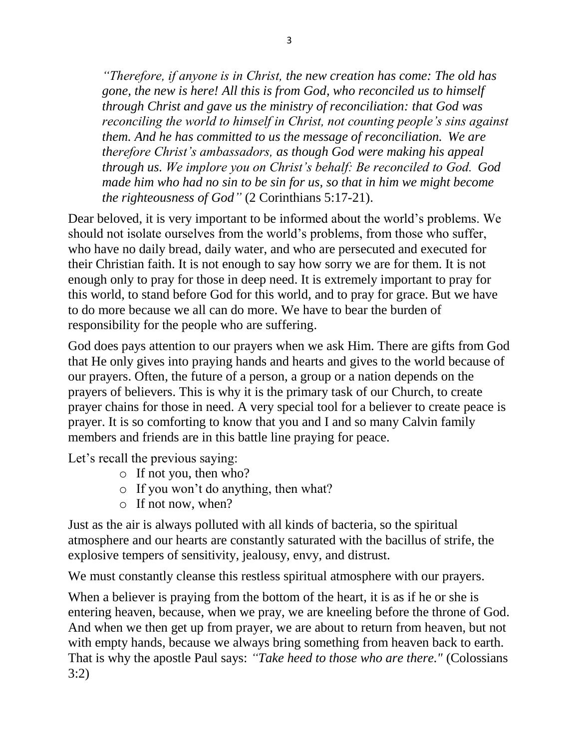> *"Therefore, if anyone is in Christ, the new creation has come: The old has gone, the new is here! All this is from God, who reconciled us to himself through Christ and gave us the ministry of reconciliation: that God was reconciling the world to himself in Christ, not counting people's sins against them. And he has committed to us the message of reconciliation. We are therefore Christ's ambassadors, as though God were making his appeal through us. We implore you on Christ's behalf: Be reconciled to God. God made him who had no sin to be sin for us, so that in him we might become the righteousness of God"* (2 Corinthians 5:17-21).

Dear beloved, it is very important to be informed about the world's problems. We should not isolate ourselves from the world's problems, from those who suffer, who have no daily bread, daily water, and who are persecuted and executed for their Christian faith. It is not enough to say how sorry we are for them. It is not enough only to pray for those in deep need. It is extremely important to pray for this world, to stand before God for this world, and to pray for grace. But we have to do more because we all can do more. We have to bear the burden of responsibility for the people who are suffering.

God does pays attention to our prayers when we ask Him. There are gifts from God that He only gives into praying hands and hearts and gives to the world because of our prayers. Often, the future of a person, a group or a nation depends on the prayers of believers. This is why it is the primary task of our Church, to create prayer chains for those in need. A very special tool for a believer to create peace is prayer. It is so comforting to know that you and I and so many Calvin family members and friends are in this battle line praying for peace.

Let's recall the previous saying:

- If not you, then who?
- If you won't do anything, then what?
- If not now, when?

Just as the air is always polluted with all kinds of bacteria, so the spiritual atmosphere and our hearts are constantly saturated with the bacillus of strife, the explosive tempers of sensitivity, jealousy, envy, and distrust.

We must constantly cleanse this restless spiritual atmosphere with our prayers.

When a believer is praying from the bottom of the heart, it is as if he or she is entering heaven, because, when we pray, we are kneeling before the throne of God. And when we then get up from prayer, we are about to return from heaven, but not with empty hands, because we always bring something from heaven back to earth. That is why the apostle Paul says: *"Take heed to those who are there."* (Colossians 3:2)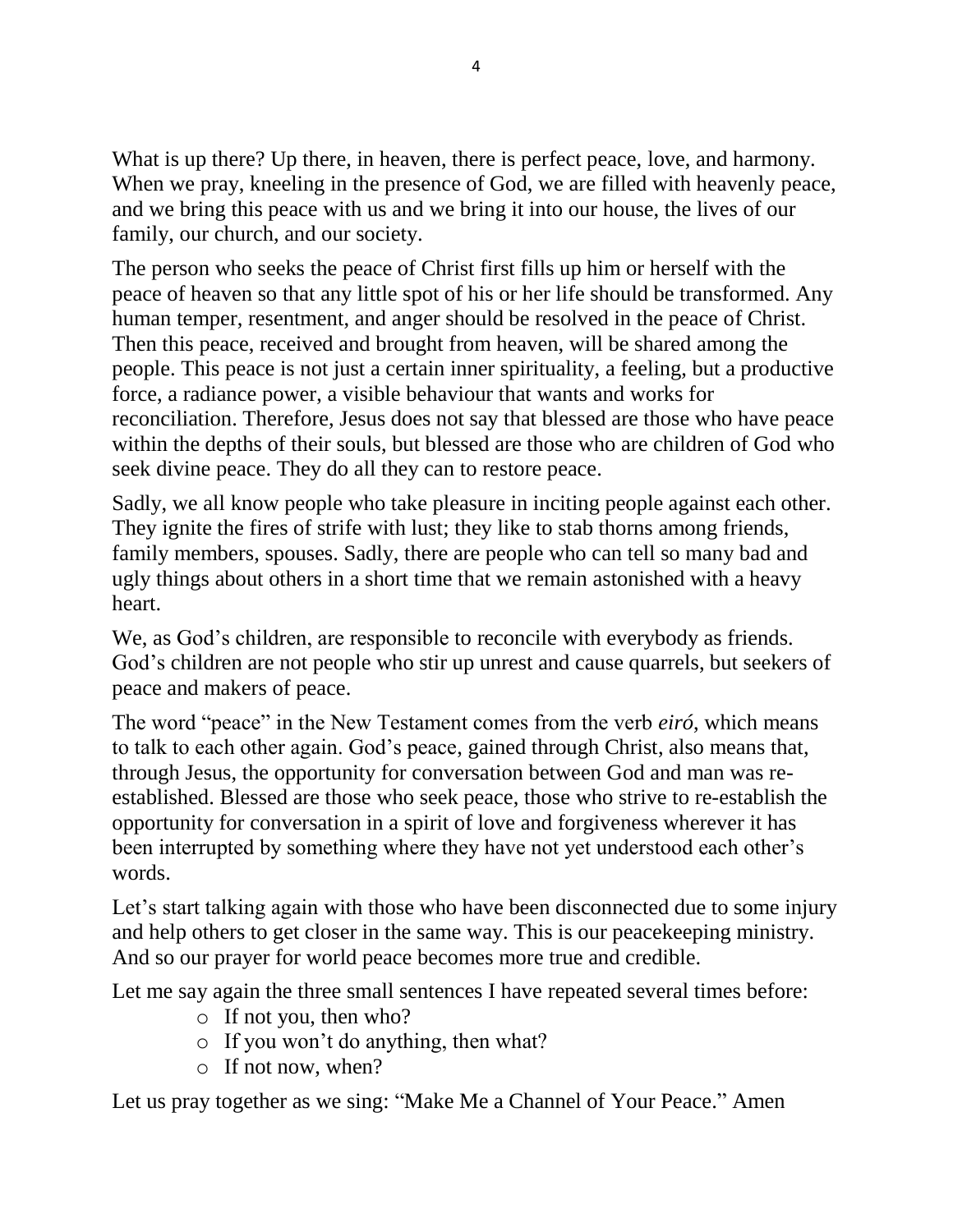What is up there? Up there, in heaven, there is perfect peace, love, and harmony. When we pray, kneeling in the presence of God, we are filled with heavenly peace, and we bring this peace with us and we bring it into our house, the lives of our family, our church, and our society.

The person who seeks the peace of Christ first fills up him or herself with the peace of heaven so that any little spot of his or her life should be transformed. Any human temper, resentment, and anger should be resolved in the peace of Christ. Then this peace, received and brought from heaven, will be shared among the people. This peace is not just a certain inner spirituality, a feeling, but a productive force, a radiance power, a visible behaviour that wants and works for reconciliation. Therefore, Jesus does not say that blessed are those who have peace within the depths of their souls, but blessed are those who are children of God who seek divine peace. They do all they can to restore peace.

Sadly, we all know people who take pleasure in inciting people against each other. They ignite the fires of strife with lust; they like to stab thorns among friends, family members, spouses. Sadly, there are people who can tell so many bad and ugly things about others in a short time that we remain astonished with a heavy heart.

We, as God's children, are responsible to reconcile with everybody as friends. God's children are not people who stir up unrest and cause quarrels, but seekers of peace and makers of peace.

The word "peace" in the New Testament comes from the verb *eiró*, which means to talk to each other again. God's peace, gained through Christ, also means that, through Jesus, the opportunity for conversation between God and man was re-established. Blessed are those who seek peace, those who strive to re-establish the opportunity for conversation in a spirit of love and forgiveness wherever it has been interrupted by something where they have not yet understood each other's words.

Let's start talking again with those who have been disconnected due to some injury and help others to get closer in the same way. This is our peacekeeping ministry. And so our prayer for world peace becomes more true and credible.

Let me say again the three small sentences I have repeated several times before:

- If not you, then who?
- If you won't do anything, then what?
- If not now, when?

Let us pray together as we sing: "Make Me a Channel of Your Peace." Amen